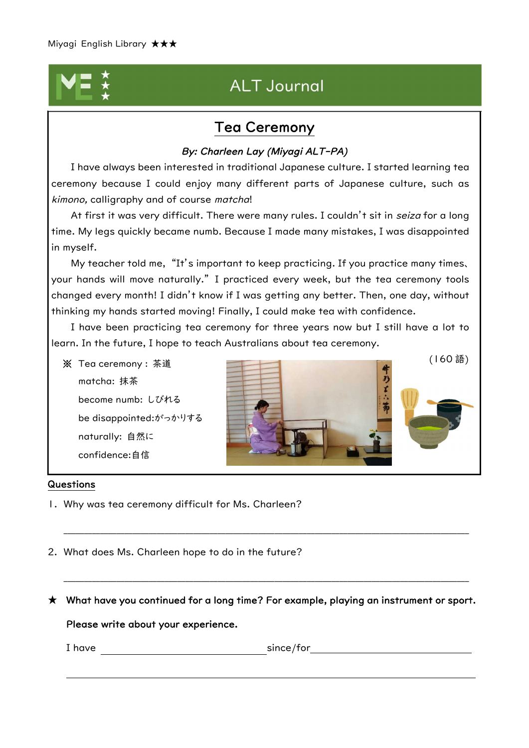Miyagi English Library ★★★

# ALT Journal

## Tea Ceremony

*By: Charleen Lay (Miyagi ALT-PA)*

I have always been interested in traditional Japanese culture. I started learning tea ceremony because I could enjoy many different parts of Japanese culture, such as *kimono,* calligraphy and of course *matcha*!

At first it was very difficult. There were many rules. I couldn't sit in *seiza* for a long time. My legs quickly became numb. Because I made many mistakes, I was disappointed in myself.

My teacher told me, "It's important to keep practicing. If you practice many times、your hands will move naturally." I practiced every week, but the tea ceremony tools changed every month! I didn't know if I was getting any better. Then, one day, without thinking my hands started moving! Finally, I could make tea with confidence.

I have been practicing tea ceremony for three years now but I still have a lot to learn. In the future, I hope to teach Australians about tea ceremony.

(160 語)

※ Tea ceremony：茶道
matcha: 抹茶
become numb: しびれる
be disappointed:がっかりする
naturally: 自然に
confidence:自信

### Questions

1．Why was tea ceremony difficult for Ms. Charleen?

______________________________________________

2．What does Ms. Charleen hope to do in the future?

______________________________________________

★ **What have you continued for a long time? For example, playing an instrument or sport.**

**Please write about your experience.**

I have ______________________ since/for ______________________

______________________________________________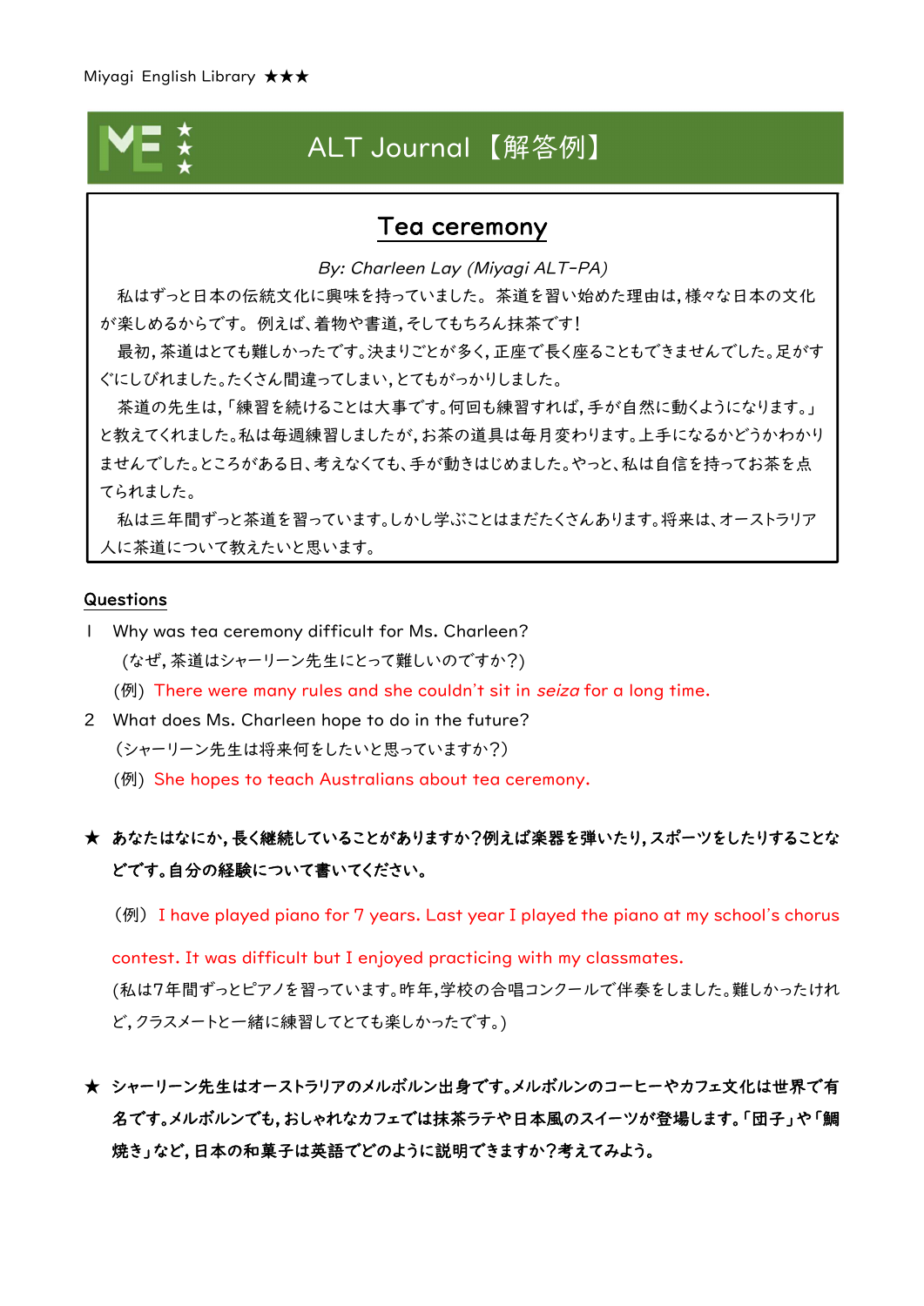Miyagi English Library ★★★

# ALT Journal 【解答例】

## Tea ceremony

*By: Charleen Lay (Miyagi ALT-PA)*

私はずっと日本の伝統文化に興味を持っていました。 茶道を習い始めた理由は，様々な日本の文化が楽しめるからです。 例えば、着物や書道，そしてもちろん抹茶です！

最初，茶道はとても難しかったです。決まりごとが多く，正座で長く座ることもできませんでした。足がすぐにしびれました。たくさん間違ってしまい，とてもがっかりしました。

茶道の先生は，「練習を続けることは大事です。何回も練習すれば，手が自然に動くようになります。」と教えてくれました。私は毎週練習しましたが，お茶の道具は毎月変わります。上手になるかどうかわかりませんでした。ところがある日、考えなくても、手が動きはじめました。やっと、私は自信を持ってお茶を点てられました。

私は三年間ずっと茶道を習っています。しかし学ぶことはまだたくさんあります。将来は、オーストラリア人に茶道について教えたいと思います。

### Questions

1 Why was tea ceremony difficult for Ms. Charleen?
(なぜ，茶道はシャーリーン先生にとって難しいのですか？)
(例) There were many rules and she couldn't sit in *seiza* for a long time.

2 What does Ms. Charleen hope to do in the future?
(シャーリーン先生は将来何をしたいと思っていますか？)
(例) She hopes to teach Australians about tea ceremony.

**★ あなたはなにか，長く継続していることがありますか？例えば楽器を弾いたり，スポーツをしたりすることなどです。自分の経験について書いてください。**

(例) I have played piano for 7 years. Last year I played the piano at my school's chorus contest. It was difficult but I enjoyed practicing with my classmates.
(私は7年間ずっとピアノを習っています。昨年，学校の合唱コンクールで伴奏をしました。難しかったけれど，クラスメートと一緒に練習してとても楽しかったです。)

**★ シャーリーン先生はオーストラリアのメルボルン出身です。メルボルンのコーヒーやカフェ文化は世界で有名です。メルボルンでも，おしゃれなカフェでは抹茶ラテや日本風のスイーツが登場します。「団子」や「鯛焼き」など，日本の和菓子は英語でどのように説明できますか？考えてみよう。**